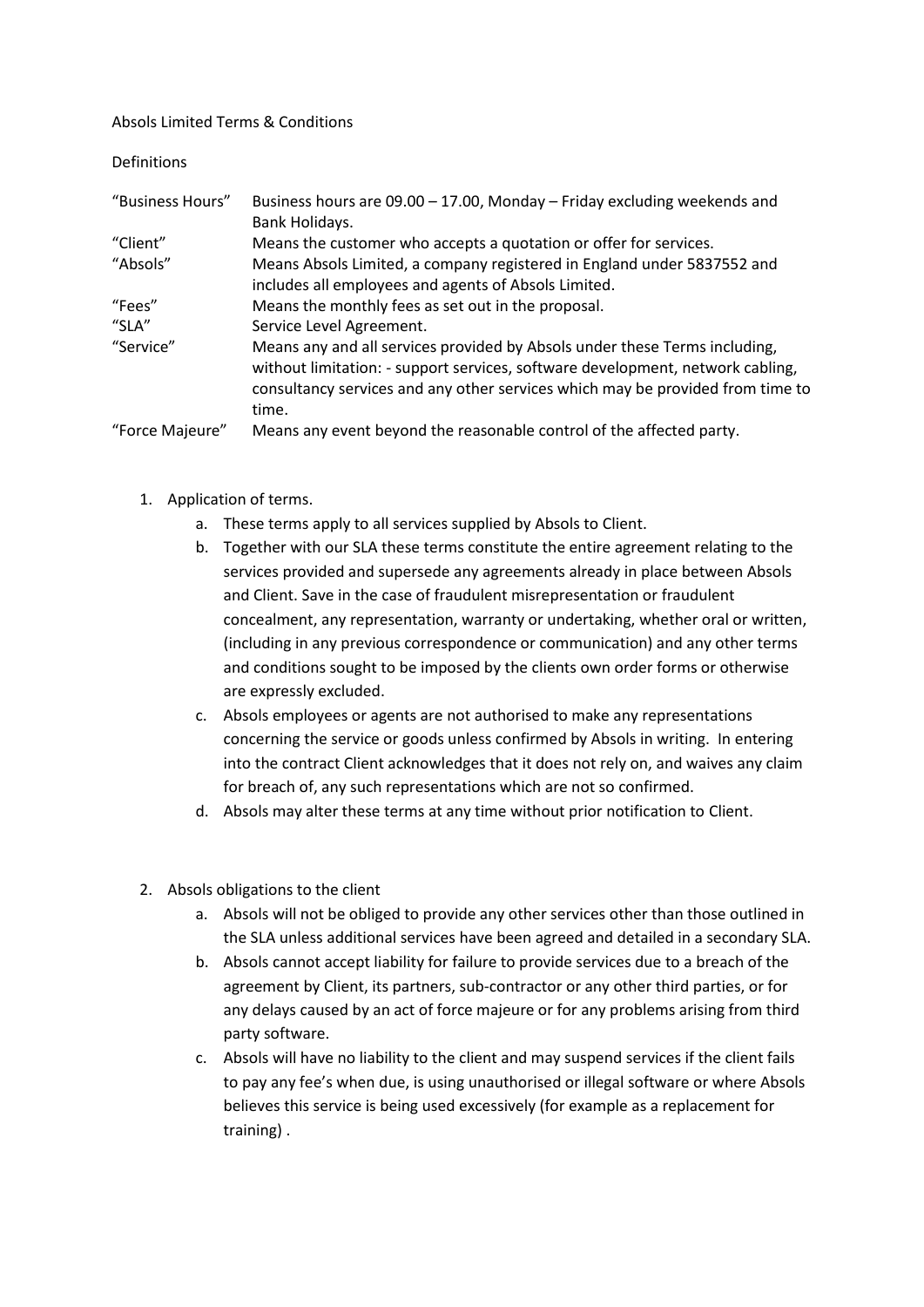# Absols Limited Terms & Conditions

## Definitions

| | |
|---|---|
| "Business Hours" | Business hours are 09.00 – 17.00, Monday – Friday excluding weekends and Bank Holidays. |
| "Client" | Means the customer who accepts a quotation or offer for services. |
| "Absols" | Means Absols Limited, a company registered in England under 5837552 and includes all employees and agents of Absols Limited. |
| "Fees" | Means the monthly fees as set out in the proposal. |
| "SLA" | Service Level Agreement. |
| "Service" | Means any and all services provided by Absols under these Terms including, without limitation: - support services, software development, network cabling, consultancy services and any other services which may be provided from time to time. |
| "Force Majeure" | Means any event beyond the reasonable control of the affected party. |

1. Application of terms.
   a. These terms apply to all services supplied by Absols to Client.
   b. Together with our SLA these terms constitute the entire agreement relating to the services provided and supersede any agreements already in place between Absols and Client. Save in the case of fraudulent misrepresentation or fraudulent concealment, any representation, warranty or undertaking, whether oral or written, (including in any previous correspondence or communication) and any other terms and conditions sought to be imposed by the clients own order forms or otherwise are expressly excluded.
   c. Absols employees or agents are not authorised to make any representations concerning the service or goods unless confirmed by Absols in writing. In entering into the contract Client acknowledges that it does not rely on, and waives any claim for breach of, any such representations which are not so confirmed.
   d. Absols may alter these terms at any time without prior notification to Client.

2. Absols obligations to the client
   a. Absols will not be obliged to provide any other services other than those outlined in the SLA unless additional services have been agreed and detailed in a secondary SLA.
   b. Absols cannot accept liability for failure to provide services due to a breach of the agreement by Client, its partners, sub-contractor or any other third parties, or for any delays caused by an act of force majeure or for any problems arising from third party software.
   c. Absols will have no liability to the client and may suspend services if the client fails to pay any fee's when due, is using unauthorised or illegal software or where Absols believes this service is being used excessively (for example as a replacement for training) .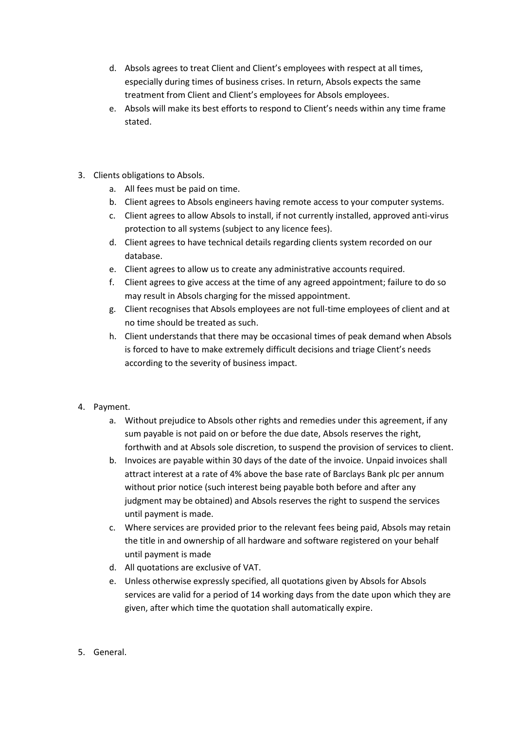d. Absols agrees to treat Client and Client's employees with respect at all times, especially during times of business crises. In return, Absols expects the same treatment from Client and Client's employees for Absols employees.
e. Absols will make its best efforts to respond to Client's needs within any time frame stated.

3. Clients obligations to Absols.
   a. All fees must be paid on time.
   b. Client agrees to Absols engineers having remote access to your computer systems.
   c. Client agrees to allow Absols to install, if not currently installed, approved anti-virus protection to all systems (subject to any licence fees).
   d. Client agrees to have technical details regarding clients system recorded on our database.
   e. Client agrees to allow us to create any administrative accounts required.
   f. Client agrees to give access at the time of any agreed appointment; failure to do so may result in Absols charging for the missed appointment.
   g. Client recognises that Absols employees are not full-time employees of client and at no time should be treated as such.
   h. Client understands that there may be occasional times of peak demand when Absols is forced to have to make extremely difficult decisions and triage Client's needs according to the severity of business impact.

4. Payment.
   a. Without prejudice to Absols other rights and remedies under this agreement, if any sum payable is not paid on or before the due date, Absols reserves the right, forthwith and at Absols sole discretion, to suspend the provision of services to client.
   b. Invoices are payable within 30 days of the date of the invoice. Unpaid invoices shall attract interest at a rate of 4% above the base rate of Barclays Bank plc per annum without prior notice (such interest being payable both before and after any judgment may be obtained) and Absols reserves the right to suspend the services until payment is made.
   c. Where services are provided prior to the relevant fees being paid, Absols may retain the title in and ownership of all hardware and software registered on your behalf until payment is made
   d. All quotations are exclusive of VAT.
   e. Unless otherwise expressly specified, all quotations given by Absols for Absols services are valid for a period of 14 working days from the date upon which they are given, after which time the quotation shall automatically expire.

5. General.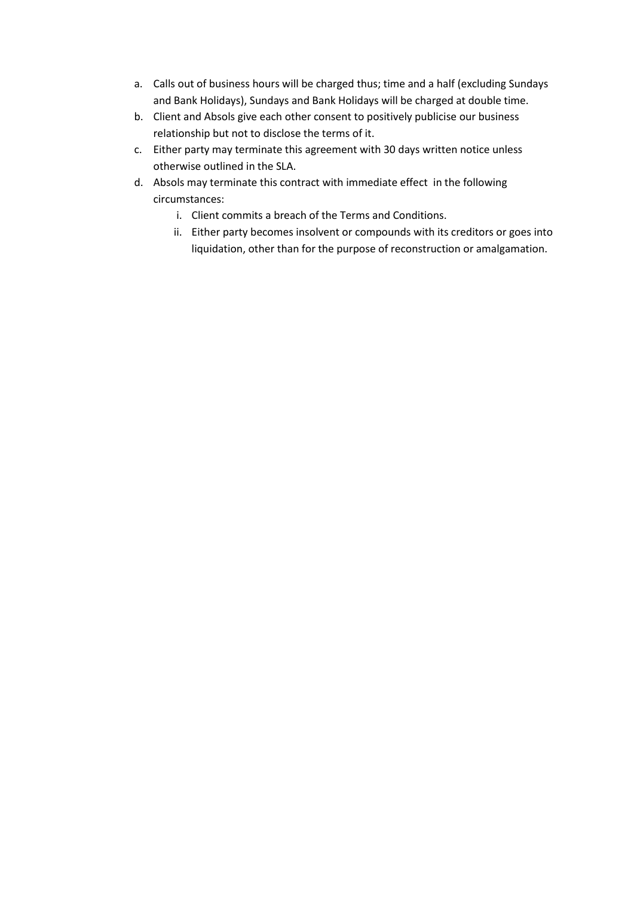a. Calls out of business hours will be charged thus; time and a half (excluding Sundays and Bank Holidays), Sundays and Bank Holidays will be charged at double time.
b. Client and Absols give each other consent to positively publicise our business relationship but not to disclose the terms of it.
c. Either party may terminate this agreement with 30 days written notice unless otherwise outlined in the SLA.
d. Absols may terminate this contract with immediate effect in the following circumstances:
   i. Client commits a breach of the Terms and Conditions.
   ii. Either party becomes insolvent or compounds with its creditors or goes into liquidation, other than for the purpose of reconstruction or amalgamation.